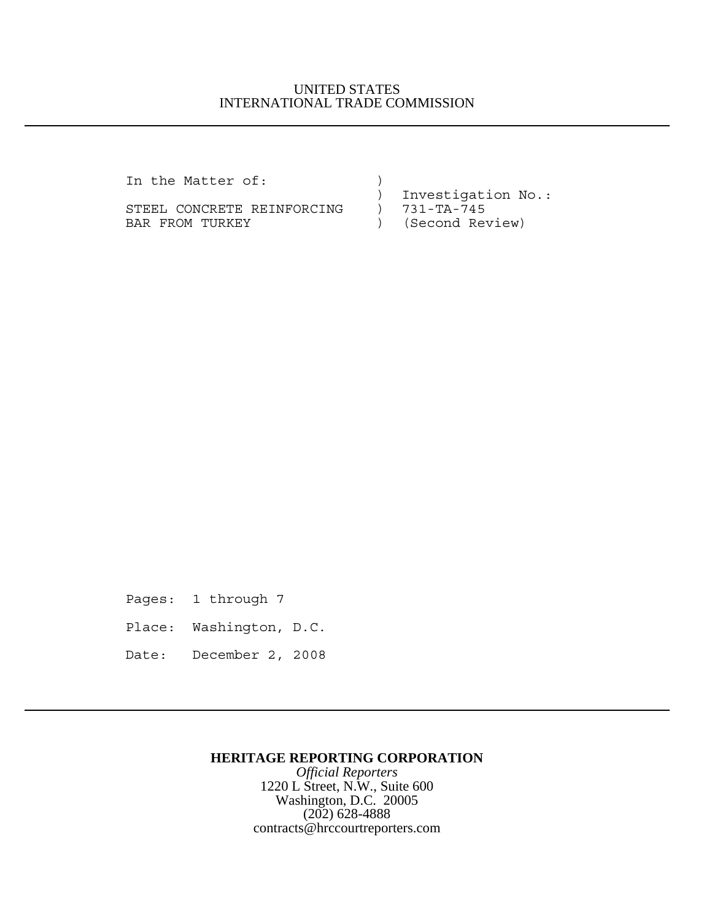UNITED STATES
INTERNATIONAL TRADE COMMISSION

---

```
In the Matter of:              )
                               )  Investigation No.:
STEEL CONCRETE REINFORCING     )  731-TA-745
BAR FROM TURKEY                )  (Second Review)
```

Pages: 1 through 7

Place: Washington, D.C.

Date: December 2, 2008

---

**HERITAGE REPORTING CORPORATION**

*Official Reporters*

1220 L Street, N.W., Suite 600
Washington, D.C. 20005
(202) 628-4888
contracts@hrccourtreporters.com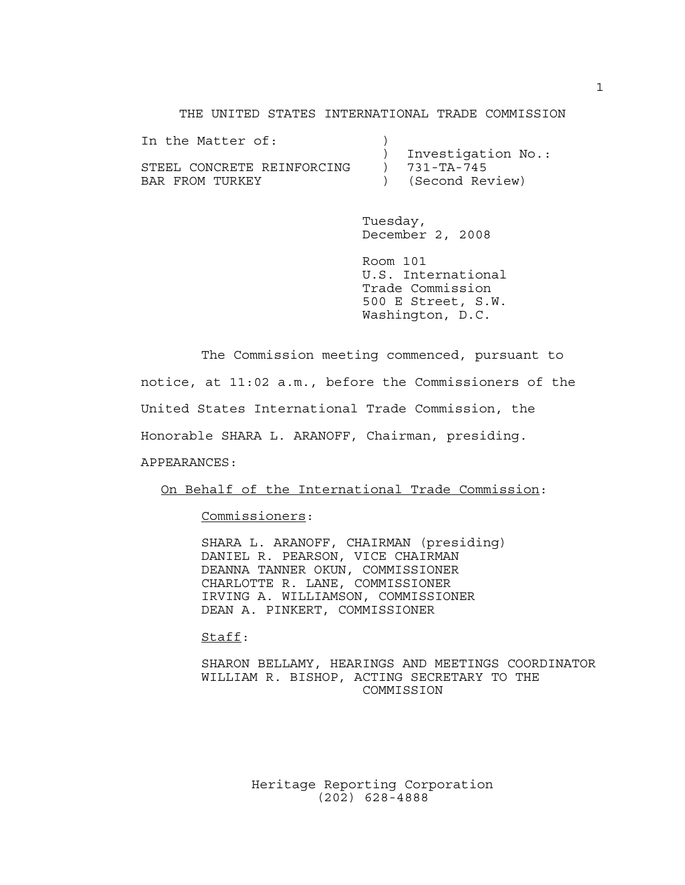THE UNITED STATES INTERNATIONAL TRADE COMMISSION

| In the Matter of: | ) | |
|---|---|---|
| | ) | Investigation No.: |
| STEEL CONCRETE REINFORCING | ) | 731-TA-745 |
| BAR FROM TURKEY | ) | (Second Review) |

Tuesday,
December 2, 2008

Room 101
U.S. International
Trade Commission
500 E Street, S.W.
Washington, D.C.

The Commission meeting commenced, pursuant to notice, at 11:02 a.m., before the Commissioners of the United States International Trade Commission, the Honorable SHARA L. ARANOFF, Chairman, presiding.

APPEARANCES:

On Behalf of the International Trade Commission:

Commissioners:

SHARA L. ARANOFF, CHAIRMAN (presiding)
DANIEL R. PEARSON, VICE CHAIRMAN
DEANNA TANNER OKUN, COMMISSIONER
CHARLOTTE R. LANE, COMMISSIONER
IRVING A. WILLIAMSON, COMMISSIONER
DEAN A. PINKERT, COMMISSIONER

Staff:

SHARON BELLAMY, HEARINGS AND MEETINGS COORDINATOR
WILLIAM R. BISHOP, ACTING SECRETARY TO THE COMMISSION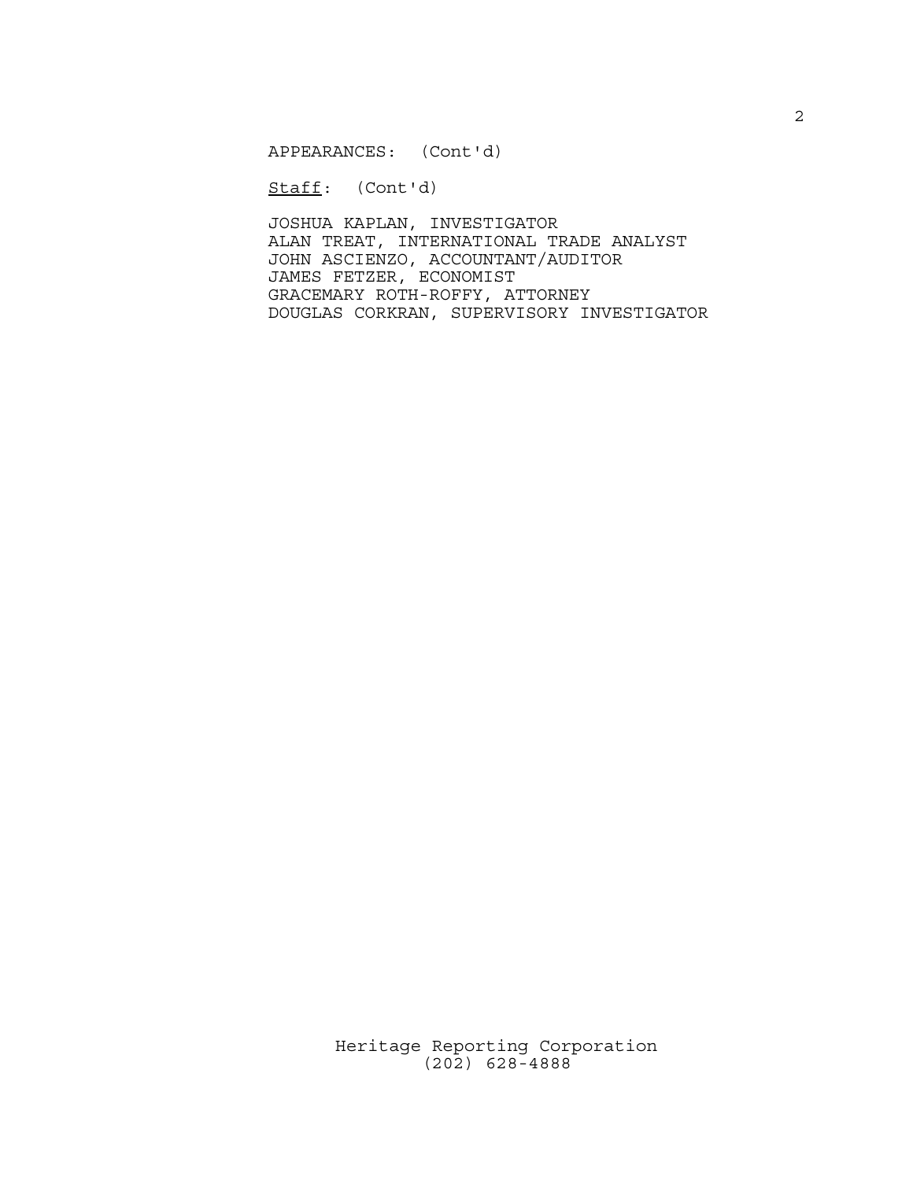APPEARANCES: (Cont'd)

_Staff_: (Cont'd)

JOSHUA KAPLAN, INVESTIGATOR
ALAN TREAT, INTERNATIONAL TRADE ANALYST
JOHN ASCIENZO, ACCOUNTANT/AUDITOR
JAMES FETZER, ECONOMIST
GRACEMARY ROTH-ROFFY, ATTORNEY
DOUGLAS CORKRAN, SUPERVISORY INVESTIGATOR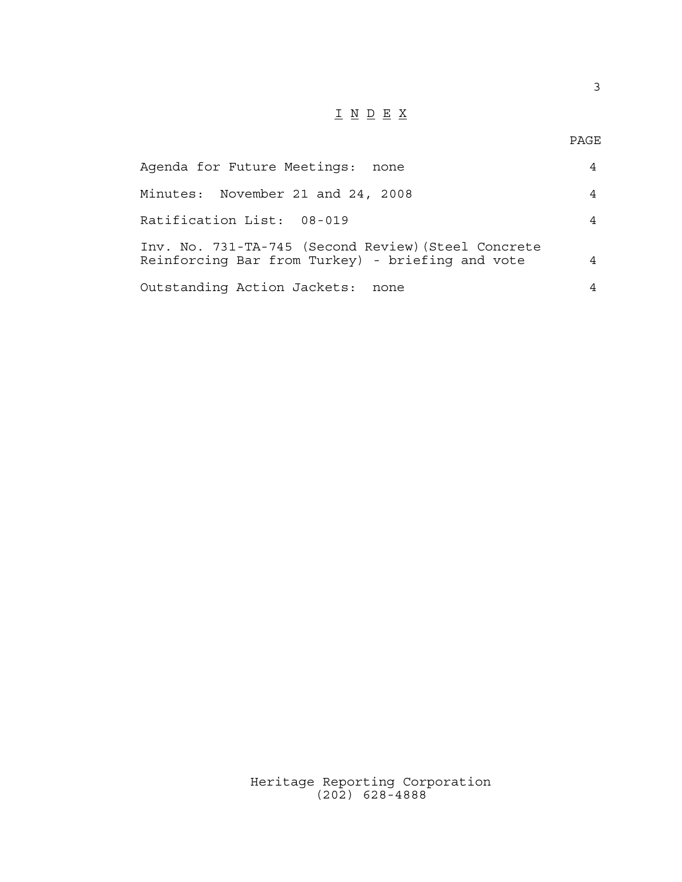# I N D E X

| | PAGE |
|---|---|
| Agenda for Future Meetings: none | 4 |
| Minutes: November 21 and 24, 2008 | 4 |
| Ratification List: 08-019 | 4 |
| Inv. No. 731-TA-745 (Second Review)(Steel Concrete Reinforcing Bar from Turkey) - briefing and vote | 4 |
| Outstanding Action Jackets: none | 4 |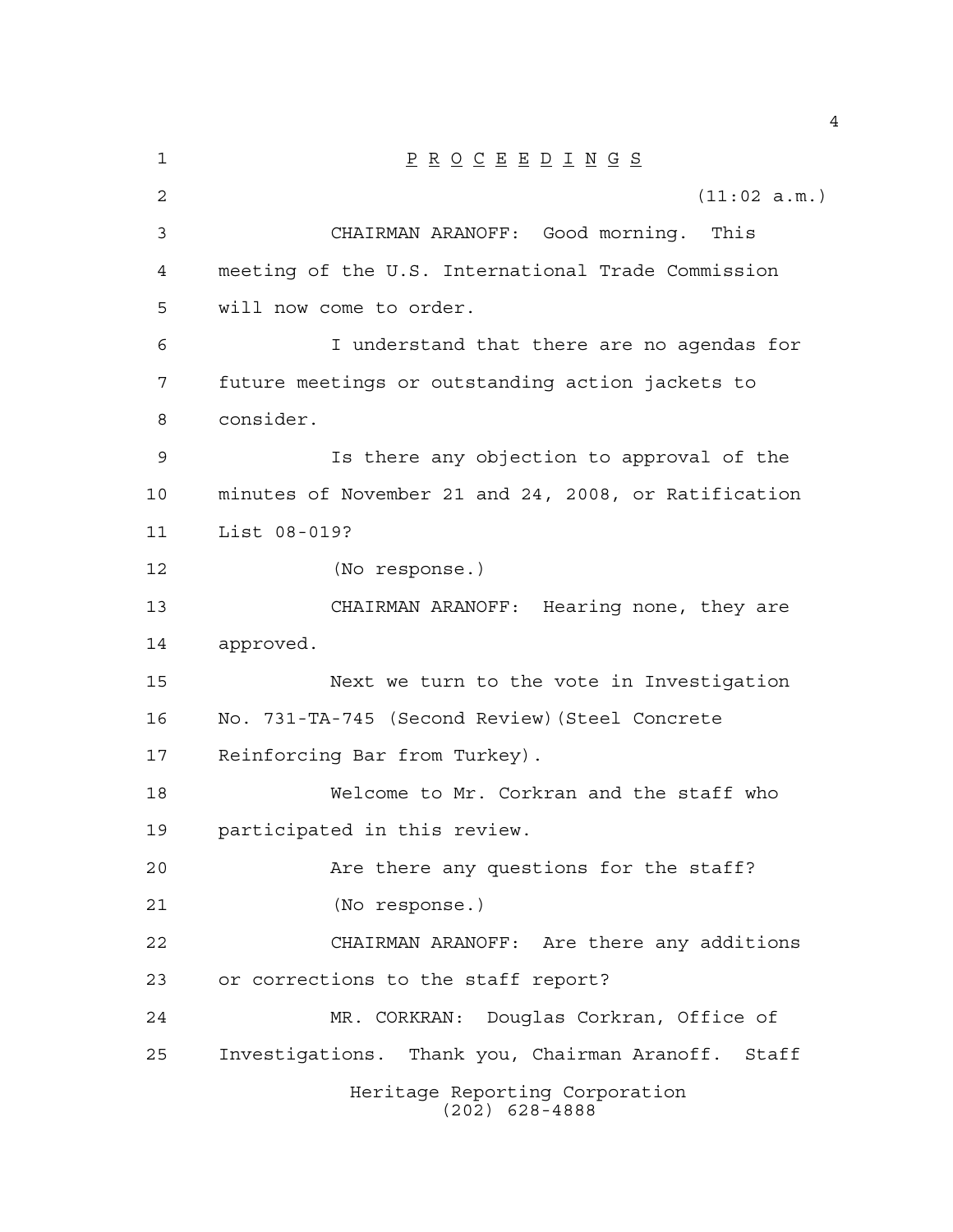P R O C E E D I N G S

(11:02 a.m.)

CHAIRMAN ARANOFF: Good morning. This meeting of the U.S. International Trade Commission will now come to order.

I understand that there are no agendas for future meetings or outstanding action jackets to consider.

Is there any objection to approval of the minutes of November 21 and 24, 2008, or Ratification List 08-019?

(No response.)

CHAIRMAN ARANOFF: Hearing none, they are approved.

Next we turn to the vote in Investigation No. 731-TA-745 (Second Review)(Steel Concrete Reinforcing Bar from Turkey).

Welcome to Mr. Corkran and the staff who participated in this review.

Are there any questions for the staff?

(No response.)

CHAIRMAN ARANOFF: Are there any additions or corrections to the staff report?

MR. CORKRAN: Douglas Corkran, Office of Investigations. Thank you, Chairman Aranoff. Staff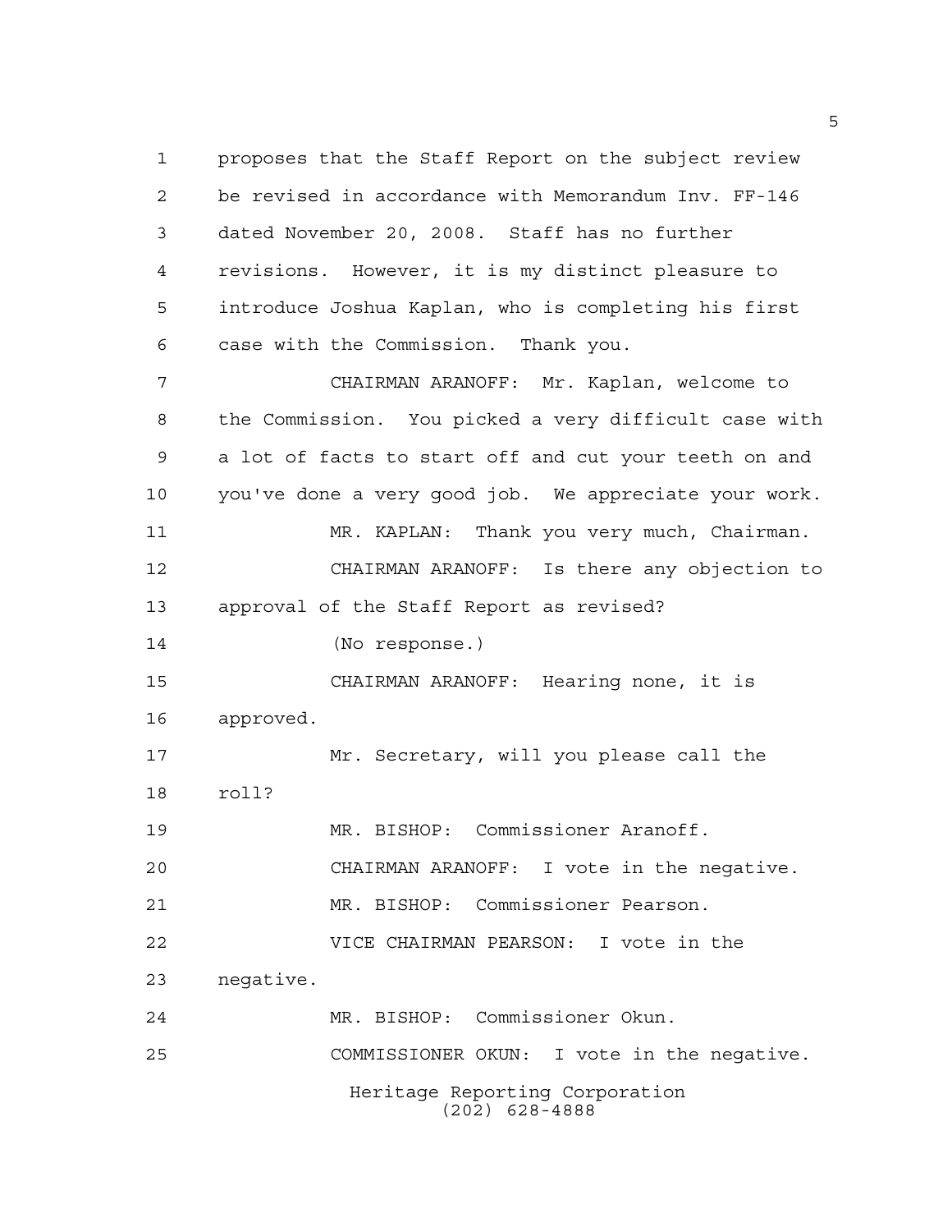proposes that the Staff Report on the subject review be revised in accordance with Memorandum Inv. FF-146 dated November 20, 2008. Staff has no further revisions. However, it is my distinct pleasure to introduce Joshua Kaplan, who is completing his first case with the Commission. Thank you.

CHAIRMAN ARANOFF: Mr. Kaplan, welcome to the Commission. You picked a very difficult case with a lot of facts to start off and cut your teeth on and you've done a very good job. We appreciate your work.

MR. KAPLAN: Thank you very much, Chairman.

CHAIRMAN ARANOFF: Is there any objection to approval of the Staff Report as revised?

(No response.)

CHAIRMAN ARANOFF: Hearing none, it is approved.

Mr. Secretary, will you please call the roll?

MR. BISHOP: Commissioner Aranoff.

CHAIRMAN ARANOFF: I vote in the negative.

MR. BISHOP: Commissioner Pearson.

VICE CHAIRMAN PEARSON: I vote in the negative.

MR. BISHOP: Commissioner Okun.

COMMISSIONER OKUN: I vote in the negative.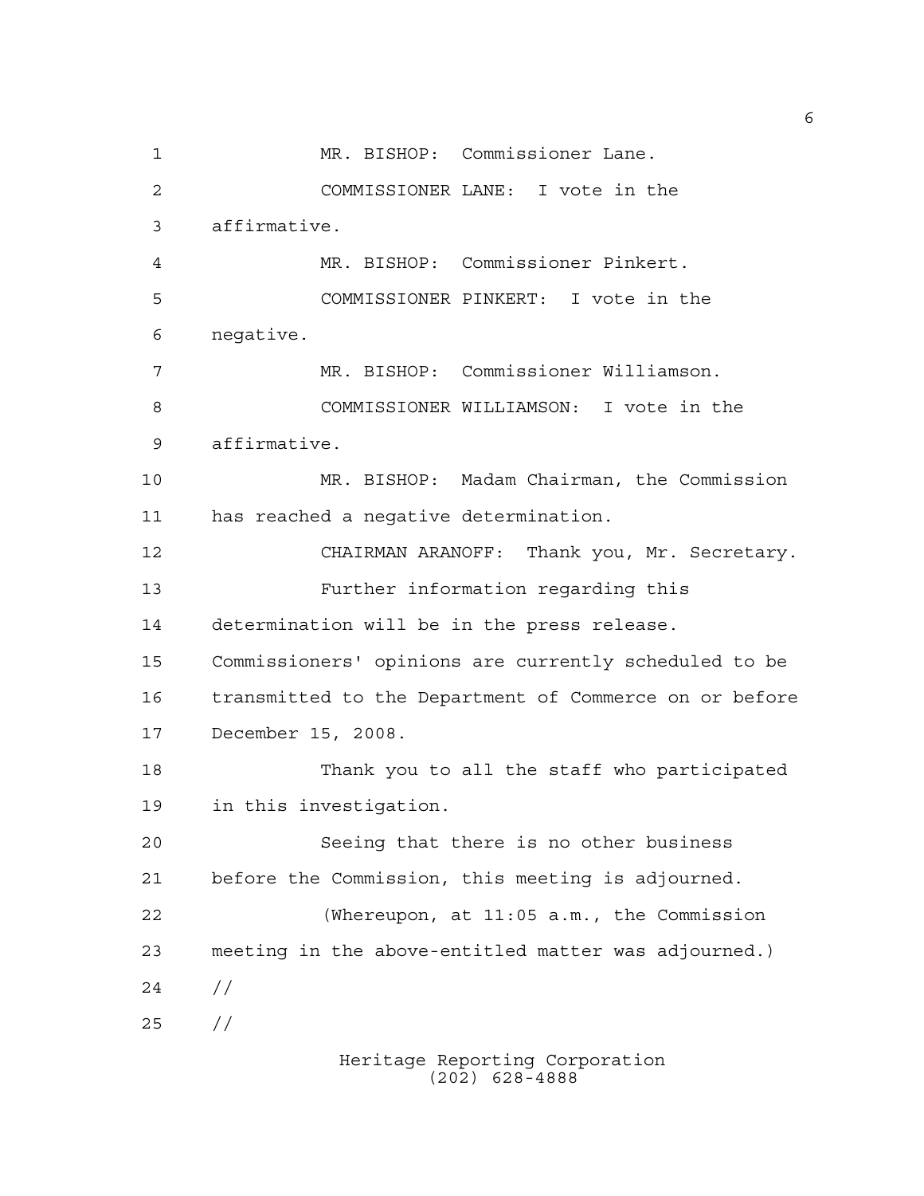MR. BISHOP: Commissioner Lane.

COMMISSIONER LANE: I vote in the affirmative.

MR. BISHOP: Commissioner Pinkert.

COMMISSIONER PINKERT: I vote in the negative.

MR. BISHOP: Commissioner Williamson.

COMMISSIONER WILLIAMSON: I vote in the affirmative.

MR. BISHOP: Madam Chairman, the Commission has reached a negative determination.

CHAIRMAN ARANOFF: Thank you, Mr. Secretary.

Further information regarding this determination will be in the press release. Commissioners' opinions are currently scheduled to be transmitted to the Department of Commerce on or before December 15, 2008.

Thank you to all the staff who participated in this investigation.

Seeing that there is no other business before the Commission, this meeting is adjourned.

(Whereupon, at 11:05 a.m., the Commission meeting in the above-entitled matter was adjourned.)

//

//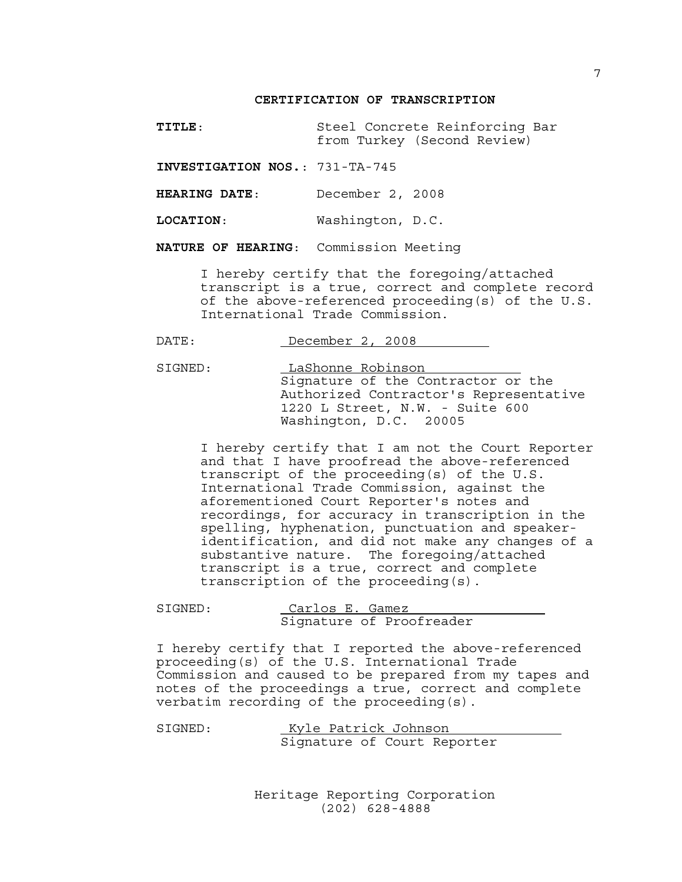**CERTIFICATION OF TRANSCRIPTION**

**TITLE**: Steel Concrete Reinforcing Bar from Turkey (Second Review)

**INVESTIGATION NOS.**: 731-TA-745

**HEARING DATE**: December 2, 2008

**LOCATION**: Washington, D.C.

**NATURE OF HEARING**: Commission Meeting

I hereby certify that the foregoing/attached transcript is a true, correct and complete record of the above-referenced proceeding(s) of the U.S. International Trade Commission.

DATE: December 2, 2008

SIGNED: LaShonne Robinson
Signature of the Contractor or the Authorized Contractor's Representative
1220 L Street, N.W. - Suite 600
Washington, D.C. 20005

I hereby certify that I am not the Court Reporter and that I have proofread the above-referenced transcript of the proceeding(s) of the U.S. International Trade Commission, against the aforementioned Court Reporter's notes and recordings, for accuracy in transcription in the spelling, hyphenation, punctuation and speaker-identification, and did not make any changes of a substantive nature. The foregoing/attached transcript is a true, correct and complete transcription of the proceeding(s).

SIGNED: Carlos E. Gamez
Signature of Proofreader

I hereby certify that I reported the above-referenced proceeding(s) of the U.S. International Trade Commission and caused to be prepared from my tapes and notes of the proceedings a true, correct and complete verbatim recording of the proceeding(s).

SIGNED: Kyle Patrick Johnson
Signature of Court Reporter